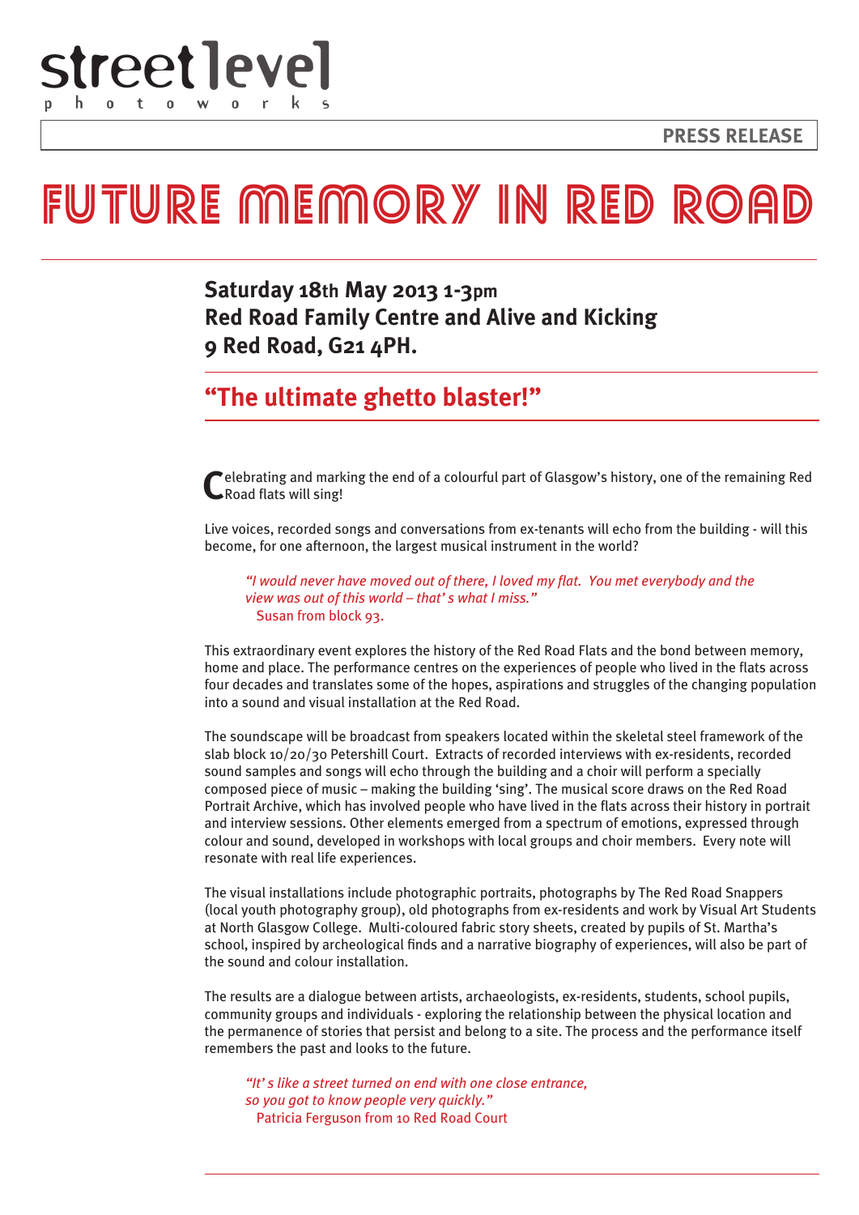street level
photoworks

**PRESS RELEASE**

# FUTURE MEMORY IN RED ROAD

**Saturday 18th May 2013 1-3pm**
**Red Road Family Centre and Alive and Kicking**
**9 Red Road, G21 4PH.**

## "The ultimate ghetto blaster!"

Celebrating and marking the end of a colourful part of Glasgow's history, one of the remaining Red Road flats will sing!

Live voices, recorded songs and conversations from ex-tenants will echo from the building - will this become, for one afternoon, the largest musical instrument in the world?

> *"I would never have moved out of there, I loved my flat. You met everybody and the view was out of this world – that' s what I miss."*
> Susan from block 93.

This extraordinary event explores the history of the Red Road Flats and the bond between memory, home and place. The performance centres on the experiences of people who lived in the flats across four decades and translates some of the hopes, aspirations and struggles of the changing population into a sound and visual installation at the Red Road.

The soundscape will be broadcast from speakers located within the skeletal steel framework of the slab block 10/20/30 Petershill Court. Extracts of recorded interviews with ex-residents, recorded sound samples and songs will echo through the building and a choir will perform a specially composed piece of music – making the building 'sing'. The musical score draws on the Red Road Portrait Archive, which has involved people who have lived in the flats across their history in portrait and interview sessions. Other elements emerged from a spectrum of emotions, expressed through colour and sound, developed in workshops with local groups and choir members. Every note will resonate with real life experiences.

The visual installations include photographic portraits, photographs by The Red Road Snappers (local youth photography group), old photographs from ex-residents and work by Visual Art Students at North Glasgow College. Multi-coloured fabric story sheets, created by pupils of St. Martha's school, inspired by archeological finds and a narrative biography of experiences, will also be part of the sound and colour installation.

The results are a dialogue between artists, archaeologists, ex-residents, students, school pupils, community groups and individuals - exploring the relationship between the physical location and the permanence of stories that persist and belong to a site. The process and the performance itself remembers the past and looks to the future.

> *"It' s like a street turned on end with one close entrance, so you got to know people very quickly."*
> Patricia Ferguson from 10 Red Road Court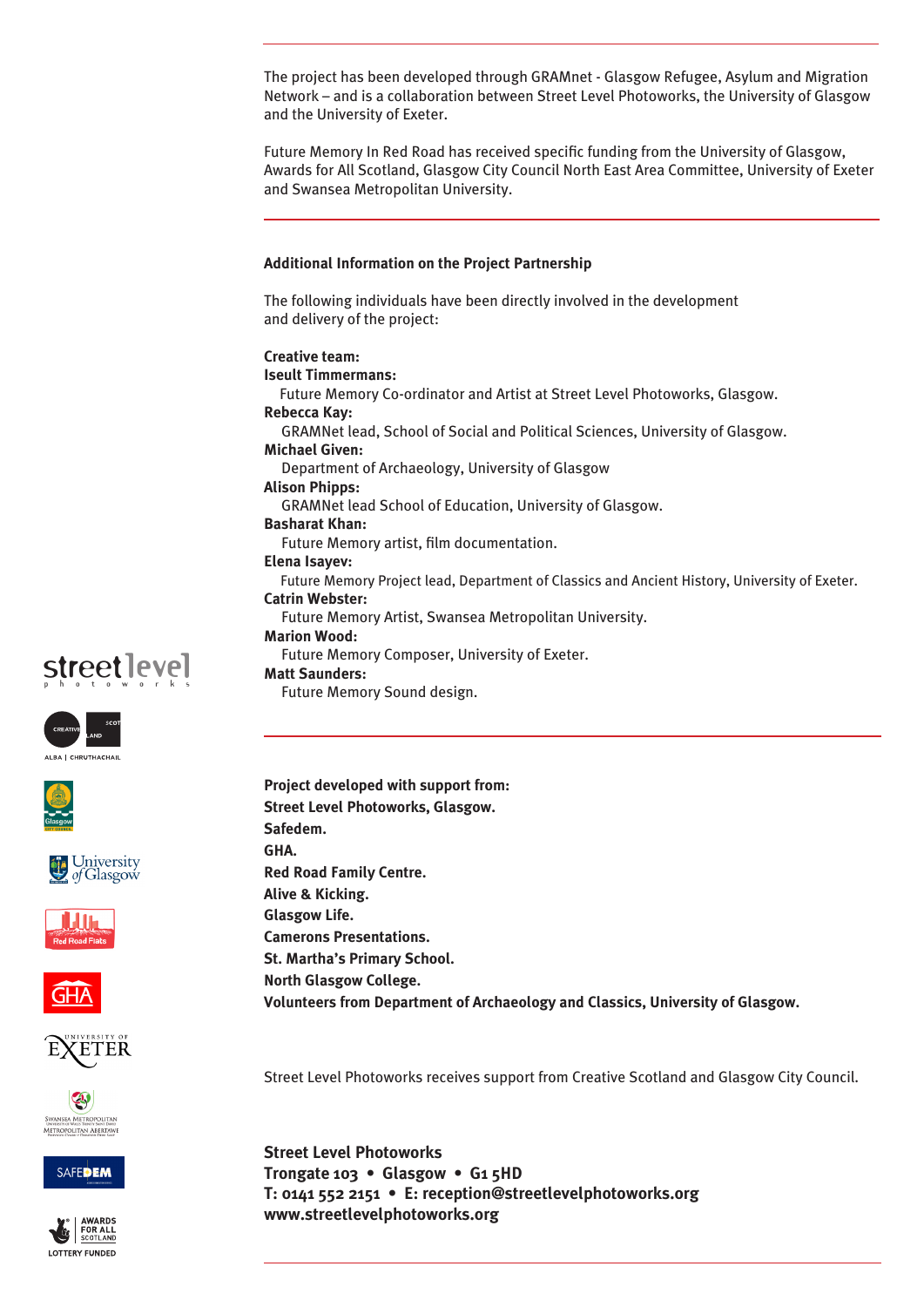The project has been developed through GRAMnet - Glasgow Refugee, Asylum and Migration Network – and is a collaboration between Street Level Photoworks, the University of Glasgow and the University of Exeter.

Future Memory In Red Road has received specific funding from the University of Glasgow, Awards for All Scotland, Glasgow City Council North East Area Committee, University of Exeter and Swansea Metropolitan University.

**Additional Information on the Project Partnership**

The following individuals have been directly involved in the development and delivery of the project:

**Creative team:**

**Iseult Timmermans:**
Future Memory Co-ordinator and Artist at Street Level Photoworks, Glasgow.

**Rebecca Kay:**
GRAMNet lead, School of Social and Political Sciences, University of Glasgow.

**Michael Given:**
Department of Archaeology, University of Glasgow

**Alison Phipps:**
GRAMNet lead School of Education, University of Glasgow.

**Basharat Khan:**
Future Memory artist, film documentation.

**Elena Isayev:**
Future Memory Project lead, Department of Classics and Ancient History, University of Exeter.

**Catrin Webster:**
Future Memory Artist, Swansea Metropolitan University.

**Marion Wood:**
Future Memory Composer, University of Exeter.

**Matt Saunders:**
Future Memory Sound design.

**Project developed with support from:**
**Street Level Photoworks, Glasgow.**
**Safedem.**
**GHA.**
**Red Road Family Centre.**
**Alive & Kicking.**
**Glasgow Life.**
**Camerons Presentations.**
**St. Martha's Primary School.**
**North Glasgow College.**
**Volunteers from Department of Archaeology and Classics, University of Glasgow.**

Street Level Photoworks receives support from Creative Scotland and Glasgow City Council.

**Street Level Photoworks**
**Trongate 103 • Glasgow • G1 5HD**
**T: 0141 552 2151 • E: reception@streetlevelphotoworks.org**
**www.streetlevelphotoworks.org**

street level photoworks

CREATIVE SCOTLAND
ALBA | CHRUTHACHAIL

Glasgow City Council

University of Glasgow

Red Road Flats

GHA

University of Exeter

Swansea Metropolitan University
Metropolitan Abertawe

SAFEDEM

AWARDS FOR ALL SCOTLAND
LOTTERY FUNDED